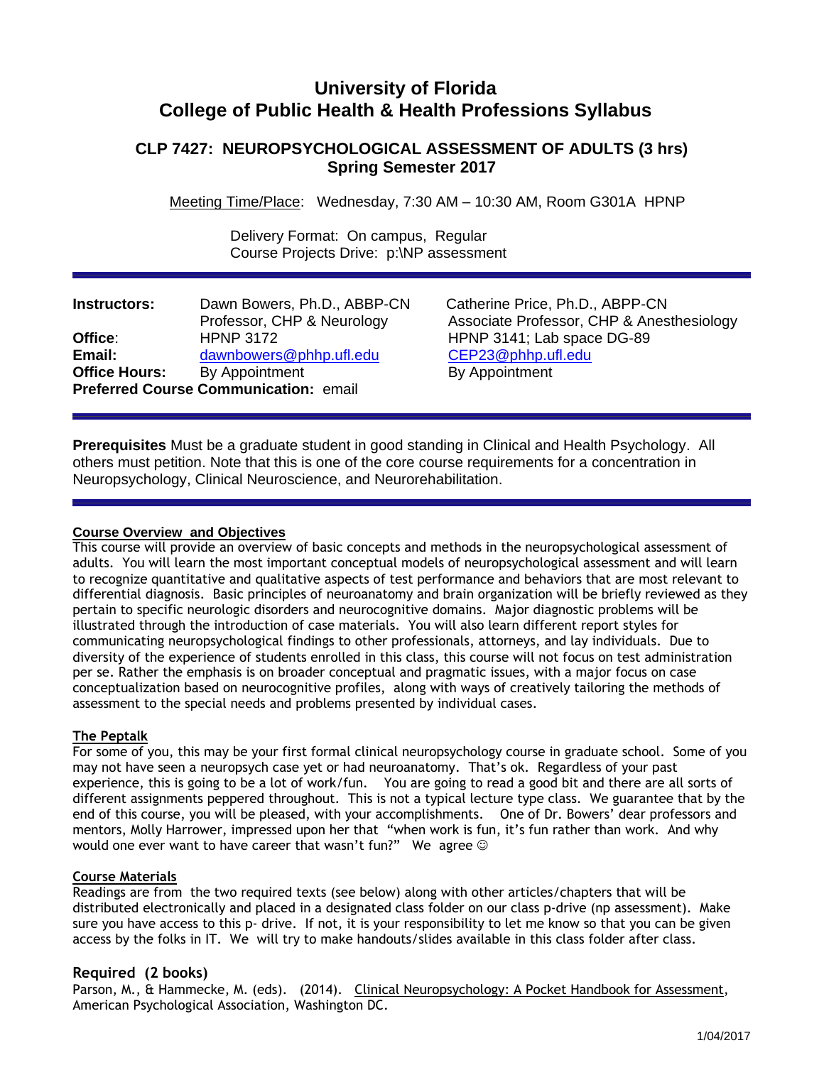# University of Florida
# College of Public Health & Health Professions Syllabus

## CLP 7427: NEUROPSYCHOLOGICAL ASSESSMENT OF ADULTS (3 hrs)
## Spring Semester 2017

Meeting Time/Place: Wednesday, 7:30 AM – 10:30 AM, Room G301A HPNP

Delivery Format: On campus, Regular
Course Projects Drive: p:\NP assessment

| | | |
|---|---|---|
| **Instructors:** | Dawn Bowers, Ph.D., ABBP-CN<br>Professor, CHP & Neurology | Catherine Price, Ph.D., ABPP-CN<br>Associate Professor, CHP & Anesthesiology |
| **Office**: | HPNP 3172 | HPNP 3141; Lab space DG-89 |
| **Email:** | dawnbowers@phhp.ufl.edu | CEP23@phhp.ufl.edu |
| **Office Hours:** | By Appointment | By Appointment |

**Preferred Course Communication:** email

**Prerequisites** Must be a graduate student in good standing in Clinical and Health Psychology. All others must petition. Note that this is one of the core course requirements for a concentration in Neuropsychology, Clinical Neuroscience, and Neurorehabilitation.

### Course Overview and Objectives

This course will provide an overview of basic concepts and methods in the neuropsychological assessment of adults. You will learn the most important conceptual models of neuropsychological assessment and will learn to recognize quantitative and qualitative aspects of test performance and behaviors that are most relevant to differential diagnosis. Basic principles of neuroanatomy and brain organization will be briefly reviewed as they pertain to specific neurologic disorders and neurocognitive domains. Major diagnostic problems will be illustrated through the introduction of case materials. You will also learn different report styles for communicating neuropsychological findings to other professionals, attorneys, and lay individuals. Due to diversity of the experience of students enrolled in this class, this course will not focus on test administration per se. Rather the emphasis is on broader conceptual and pragmatic issues, with a major focus on case conceptualization based on neurocognitive profiles, along with ways of creatively tailoring the methods of assessment to the special needs and problems presented by individual cases.

### The Peptalk

For some of you, this may be your first formal clinical neuropsychology course in graduate school. Some of you may not have seen a neuropsych case yet or had neuroanatomy. That's ok. Regardless of your past experience, this is going to be a lot of work/fun. You are going to read a good bit and there are all sorts of different assignments peppered throughout. This is not a typical lecture type class. We guarantee that by the end of this course, you will be pleased, with your accomplishments. One of Dr. Bowers' dear professors and mentors, Molly Harrower, impressed upon her that "when work is fun, it's fun rather than work. And why would one ever want to have career that wasn't fun?" We agree ☺

### Course Materials

Readings are from the two required texts (see below) along with other articles/chapters that will be distributed electronically and placed in a designated class folder on our class p-drive (np assessment). Make sure you have access to this p- drive. If not, it is your responsibility to let me know so that you can be given access by the folks in IT. We will try to make handouts/slides available in this class folder after class.

### Required (2 books)

Parson, M., & Hammecke, M. (eds). (2014). Clinical Neuropsychology: A Pocket Handbook for Assessment, American Psychological Association, Washington DC.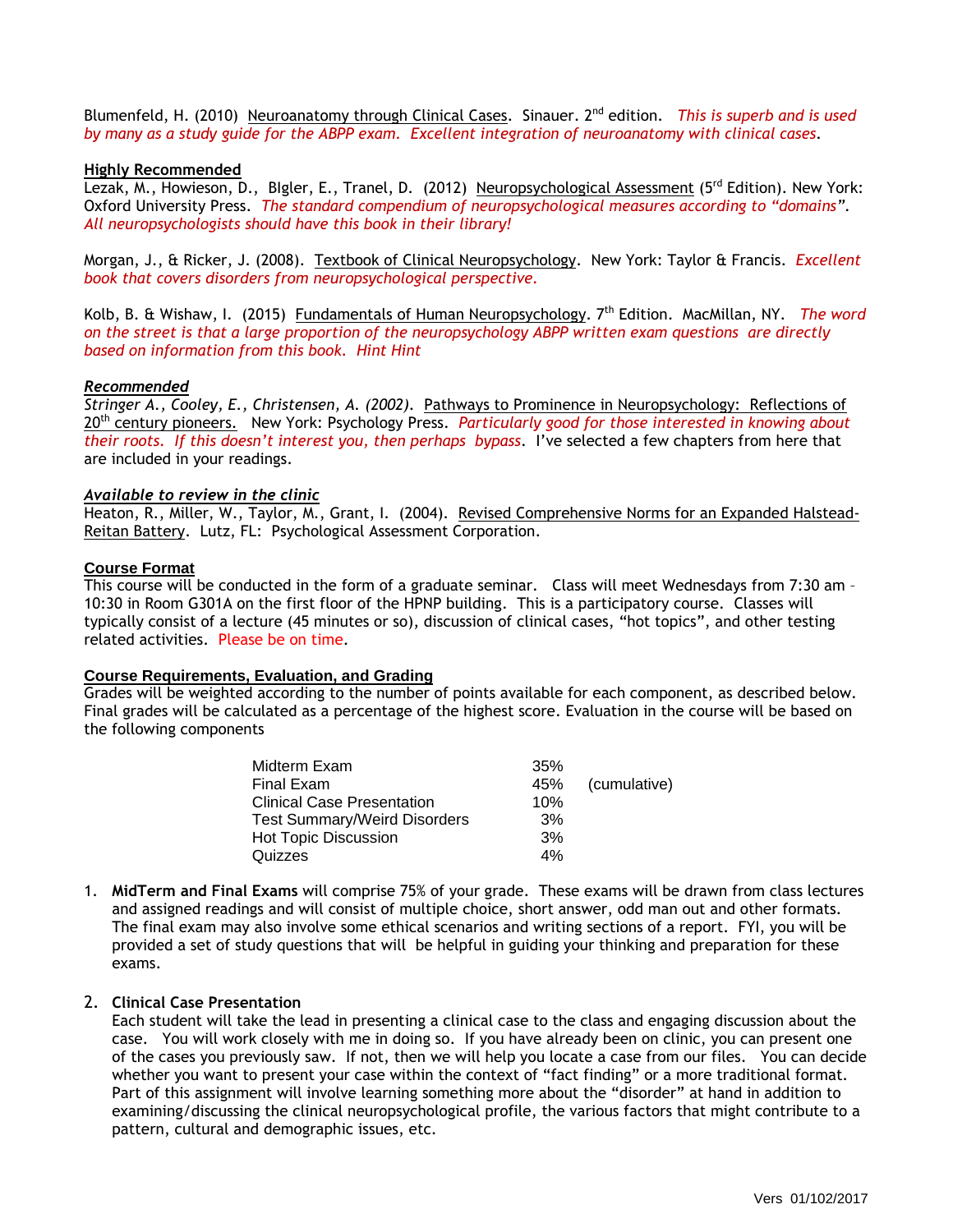Blumenfeld, H. (2010) Neuroanatomy through Clinical Cases. Sinauer. 2nd edition. *This is superb and is used by many as a study guide for the ABPP exam. Excellent integration of neuroanatomy with clinical cases*.

**Highly Recommended**

Lezak, M., Howieson, D., BIgler, E., Tranel, D. (2012) Neuropsychological Assessment (5rd Edition). New York: Oxford University Press. *The standard compendium of neuropsychological measures according to "domains". All neuropsychologists should have this book in their library!*

Morgan, J., & Ricker, J. (2008). Textbook of Clinical Neuropsychology. New York: Taylor & Francis. *Excellent book that covers disorders from neuropsychological perspective.*

Kolb, B. & Wishaw, I. (2015) Fundamentals of Human Neuropsychology. 7th Edition. MacMillan, NY. *The word on the street is that a large proportion of the neuropsychology ABPP written exam questions are directly based on information from this book. Hint Hint*

***Recommended***

*Stringer A., Cooley, E., Christensen, A. (2002).* Pathways to Prominence in Neuropsychology: Reflections of 20th century pioneers. New York: Psychology Press. *Particularly good for those interested in knowing about their roots. If this doesn't interest you, then perhaps bypass*. I've selected a few chapters from here that are included in your readings.

***Available to review in the clinic***

Heaton, R., Miller, W., Taylor, M., Grant, I. (2004). Revised Comprehensive Norms for an Expanded Halstead-Reitan Battery. Lutz, FL: Psychological Assessment Corporation.

**Course Format**

This course will be conducted in the form of a graduate seminar. Class will meet Wednesdays from 7:30 am – 10:30 in Room G301A on the first floor of the HPNP building. This is a participatory course. Classes will typically consist of a lecture (45 minutes or so), discussion of clinical cases, "hot topics", and other testing related activities. Please be on time.

**Course Requirements, Evaluation, and Grading**

Grades will be weighted according to the number of points available for each component, as described below. Final grades will be calculated as a percentage of the highest score. Evaluation in the course will be based on the following components

| | | |
|---|---|---|
| Midterm Exam | 35% | |
| Final Exam | 45% | (cumulative) |
| Clinical Case Presentation | 10% | |
| Test Summary/Weird Disorders | 3% | |
| Hot Topic Discussion | 3% | |
| Quizzes | 4% | |

1. **MidTerm and Final Exams** will comprise 75% of your grade. These exams will be drawn from class lectures and assigned readings and will consist of multiple choice, short answer, odd man out and other formats. The final exam may also involve some ethical scenarios and writing sections of a report. FYI, you will be provided a set of study questions that will be helpful in guiding your thinking and preparation for these exams.

2. **Clinical Case Presentation**
   Each student will take the lead in presenting a clinical case to the class and engaging discussion about the case. You will work closely with me in doing so. If you have already been on clinic, you can present one of the cases you previously saw. If not, then we will help you locate a case from our files. You can decide whether you want to present your case within the context of "fact finding" or a more traditional format. Part of this assignment will involve learning something more about the "disorder" at hand in addition to examining/discussing the clinical neuropsychological profile, the various factors that might contribute to a pattern, cultural and demographic issues, etc.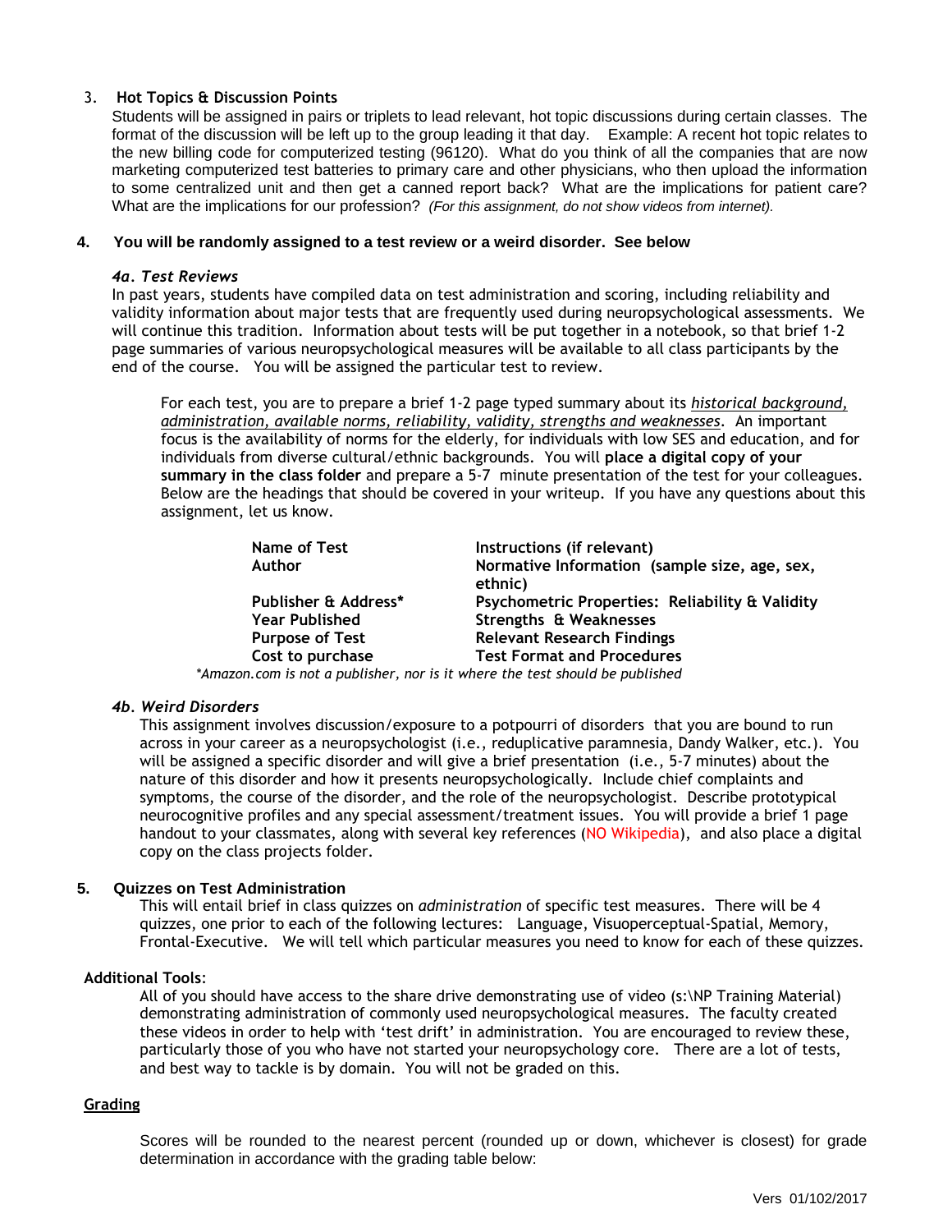3. **Hot Topics & Discussion Points**

   Students will be assigned in pairs or triplets to lead relevant, hot topic discussions during certain classes. The format of the discussion will be left up to the group leading it that day. Example: A recent hot topic relates to the new billing code for computerized testing (96120). What do you think of all the companies that are now marketing computerized test batteries to primary care and other physicians, who then upload the information to some centralized unit and then get a canned report back? What are the implications for patient care? What are the implications for our profession? *(For this assignment, do not show videos from internet).*

4. **You will be randomly assigned to a test review or a weird disorder. See below**

   ***4a. Test Reviews***

   In past years, students have compiled data on test administration and scoring, including reliability and validity information about major tests that are frequently used during neuropsychological assessments. We will continue this tradition. Information about tests will be put together in a notebook, so that brief 1-2 page summaries of various neuropsychological measures will be available to all class participants by the end of the course. You will be assigned the particular test to review.

   For each test, you are to prepare a brief 1-2 page typed summary about its *historical background, administration, available norms, reliability, validity, strengths and weaknesses*. An important focus is the availability of norms for the elderly, for individuals with low SES and education, and for individuals from diverse cultural/ethnic backgrounds. You will **place a digital copy of your summary in the class folder** and prepare a 5-7 minute presentation of the test for your colleagues. Below are the headings that should be covered in your writeup. If you have any questions about this assignment, let us know.

   | | |
   |---|---|
   | **Name of Test** | **Instructions (if relevant)** |
   | **Author** | **Normative Information (sample size, age, sex, ethnic)** |
   | **Publisher & Address*** | **Psychometric Properties: Reliability & Validity** |
   | **Year Published** | **Strengths & Weaknesses** |
   | **Purpose of Test** | **Relevant Research Findings** |
   | **Cost to purchase** | **Test Format and Procedures** |

   **Amazon.com is not a publisher, nor is it where the test should be published*

   ***4b. Weird Disorders***

   This assignment involves discussion/exposure to a potpourri of disorders that you are bound to run across in your career as a neuropsychologist (i.e., reduplicative paramnesia, Dandy Walker, etc.). You will be assigned a specific disorder and will give a brief presentation (i.e., 5-7 minutes) about the nature of this disorder and how it presents neuropsychologically. Include chief complaints and symptoms, the course of the disorder, and the role of the neuropsychologist. Describe prototypical neurocognitive profiles and any special assessment/treatment issues. You will provide a brief 1 page handout to your classmates, along with several key references (NO Wikipedia), and also place a digital copy on the class projects folder.

5. **Quizzes on Test Administration**

   This will entail brief in class quizzes on *administration* of specific test measures. There will be 4 quizzes, one prior to each of the following lectures: Language, Visuoperceptual-Spatial, Memory, Frontal-Executive. We will tell which particular measures you need to know for each of these quizzes.

**Additional Tools**:

All of you should have access to the share drive demonstrating use of video (s:\NP Training Material) demonstrating administration of commonly used neuropsychological measures. The faculty created these videos in order to help with 'test drift' in administration. You are encouraged to review these, particularly those of you who have not started your neuropsychology core. There are a lot of tests, and best way to tackle is by domain. You will not be graded on this.

## Grading

Scores will be rounded to the nearest percent (rounded up or down, whichever is closest) for grade determination in accordance with the grading table below: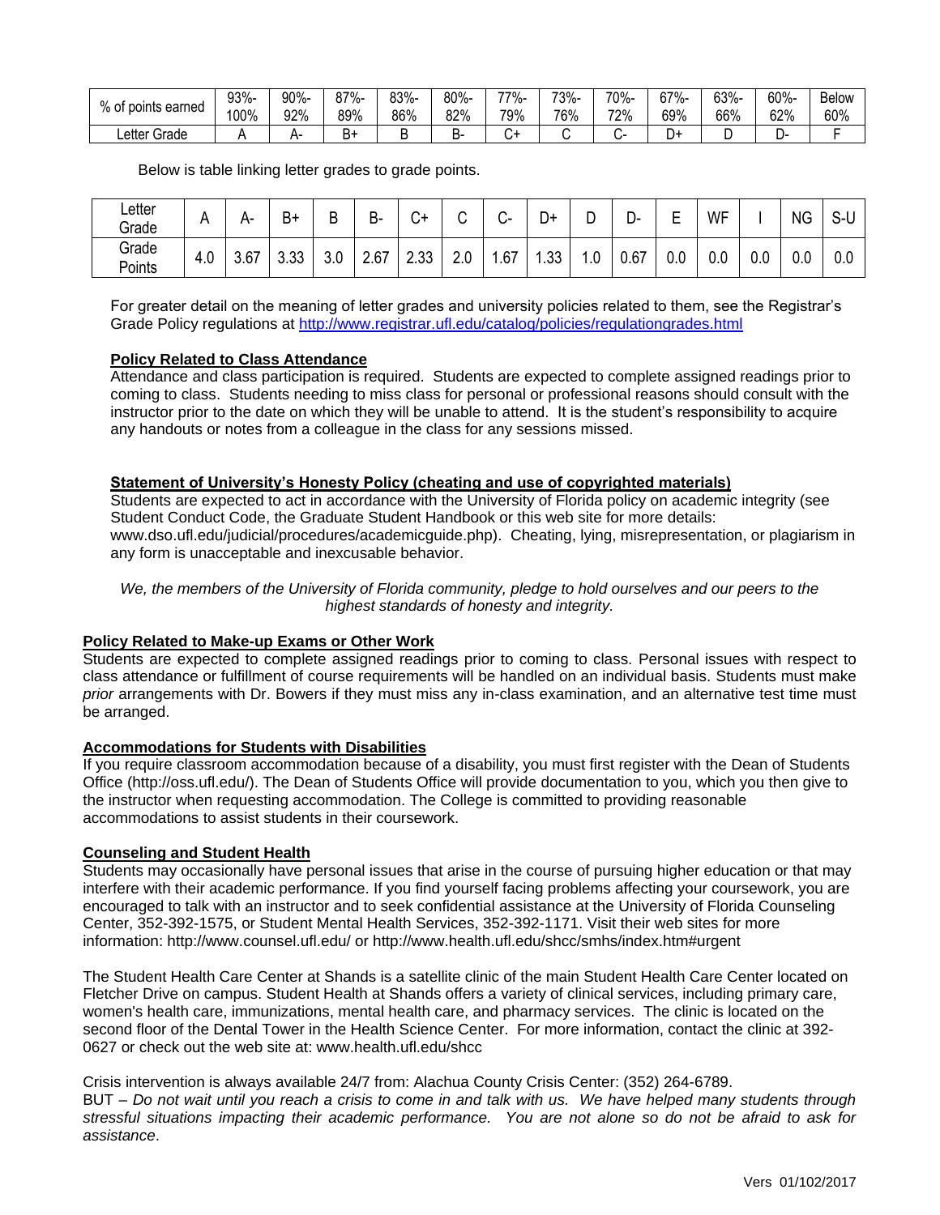| % of points earned | 93%-100% | 90%-92% | 87%-89% | 83%-86% | 80%-82% | 77%-79% | 73%-76% | 70%-72% | 67%-69% | 63%-66% | 60%-62% | Below 60% |
|---|---|---|---|---|---|---|---|---|---|---|---|---|
| Letter Grade | A | A- | B+ | B | B- | C+ | C | C- | D+ | D | D- | F |

Below is table linking letter grades to grade points.

| Letter Grade | A | A- | B+ | B | B- | C+ | C | C- | D+ | D | D- | E | WF | I | NG | S-U |
|---|---|---|---|---|---|---|---|---|---|---|---|---|---|---|---|---|
| Grade Points | 4.0 | 3.67 | 3.33 | 3.0 | 2.67 | 2.33 | 2.0 | 1.67 | 1.33 | 1.0 | 0.67 | 0.0 | 0.0 | 0.0 | 0.0 | 0.0 |

For greater detail on the meaning of letter grades and university policies related to them, see the Registrar's Grade Policy regulations at http://www.registrar.ufl.edu/catalog/policies/regulationgrades.html

**Policy Related to Class Attendance**

Attendance and class participation is required. Students are expected to complete assigned readings prior to coming to class. Students needing to miss class for personal or professional reasons should consult with the instructor prior to the date on which they will be unable to attend. It is the student's responsibility to acquire any handouts or notes from a colleague in the class for any sessions missed.

**Statement of University's Honesty Policy (cheating and use of copyrighted materials)**

Students are expected to act in accordance with the University of Florida policy on academic integrity (see Student Conduct Code, the Graduate Student Handbook or this web site for more details: www.dso.ufl.edu/judicial/procedures/academicguide.php). Cheating, lying, misrepresentation, or plagiarism in any form is unacceptable and inexcusable behavior.

*We, the members of the University of Florida community, pledge to hold ourselves and our peers to the highest standards of honesty and integrity.*

**Policy Related to Make-up Exams or Other Work**

Students are expected to complete assigned readings prior to coming to class. Personal issues with respect to class attendance or fulfillment of course requirements will be handled on an individual basis. Students must make *prior* arrangements with Dr. Bowers if they must miss any in-class examination, and an alternative test time must be arranged.

**Accommodations for Students with Disabilities**

If you require classroom accommodation because of a disability, you must first register with the Dean of Students Office (http://oss.ufl.edu/). The Dean of Students Office will provide documentation to you, which you then give to the instructor when requesting accommodation. The College is committed to providing reasonable accommodations to assist students in their coursework.

**Counseling and Student Health**

Students may occasionally have personal issues that arise in the course of pursuing higher education or that may interfere with their academic performance. If you find yourself facing problems affecting your coursework, you are encouraged to talk with an instructor and to seek confidential assistance at the University of Florida Counseling Center, 352-392-1575, or Student Mental Health Services, 352-392-1171. Visit their web sites for more information: http://www.counsel.ufl.edu/ or http://www.health.ufl.edu/shcc/smhs/index.htm#urgent

The Student Health Care Center at Shands is a satellite clinic of the main Student Health Care Center located on Fletcher Drive on campus. Student Health at Shands offers a variety of clinical services, including primary care, women's health care, immunizations, mental health care, and pharmacy services. The clinic is located on the second floor of the Dental Tower in the Health Science Center. For more information, contact the clinic at 392-0627 or check out the web site at: www.health.ufl.edu/shcc

Crisis intervention is always available 24/7 from: Alachua County Crisis Center: (352) 264-6789.

BUT – *Do not wait until you reach a crisis to come in and talk with us. We have helped many students through stressful situations impacting their academic performance. You are not alone so do not be afraid to ask for assistance*.

Vers 01/102/2017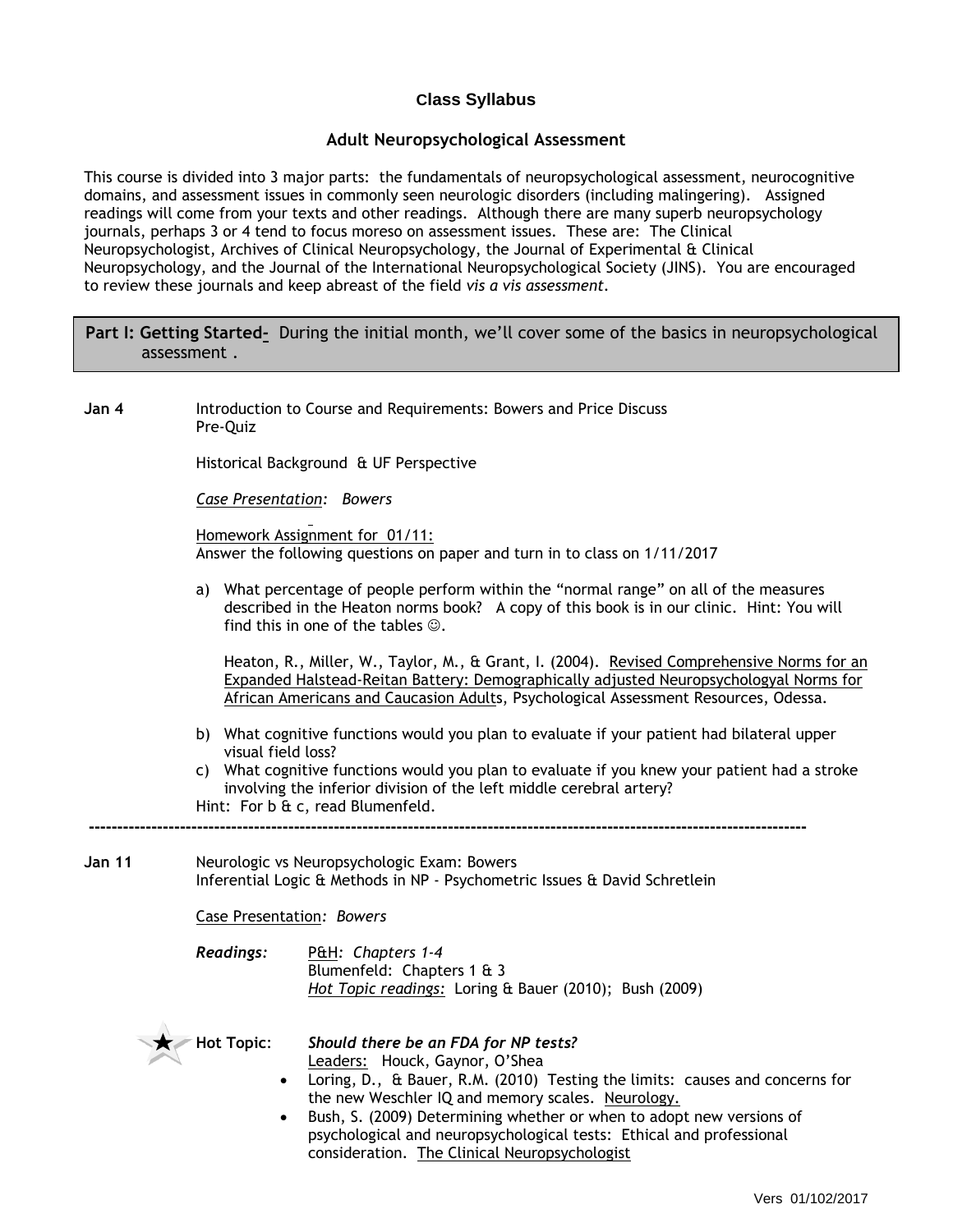## Class Syllabus

### Adult Neuropsychological Assessment

This course is divided into 3 major parts: the fundamentals of neuropsychological assessment, neurocognitive domains, and assessment issues in commonly seen neurologic disorders (including malingering). Assigned readings will come from your texts and other readings. Although there are many superb neuropsychology journals, perhaps 3 or 4 tend to focus moreso on assessment issues. These are: The Clinical Neuropsychologist, Archives of Clinical Neuropsychology, the Journal of Experimental & Clinical Neuropsychology, and the Journal of the International Neuropsychological Society (JINS). You are encouraged to review these journals and keep abreast of the field *vis a vis assessment*.

**Part I: Getting Started-** During the initial month, we'll cover some of the basics in neuropsychological assessment .

**Jan 4** Introduction to Course and Requirements: Bowers and Price Discuss
Pre-Quiz

Historical Background & UF Perspective

*Case Presentation: Bowers*

Homework Assignment for 01/11:
Answer the following questions on paper and turn in to class on 1/11/2017

a) What percentage of people perform within the "normal range" on all of the measures described in the Heaton norms book? A copy of this book is in our clinic. Hint: You will find this in one of the tables ☺.

   Heaton, R., Miller, W., Taylor, M., & Grant, I. (2004). Revised Comprehensive Norms for an Expanded Halstead-Reitan Battery: Demographically adjusted Neuropsychologyal Norms for African Americans and Caucasion Adults, Psychological Assessment Resources, Odessa.

b) What cognitive functions would you plan to evaluate if your patient had bilateral upper visual field loss?
c) What cognitive functions would you plan to evaluate if you knew your patient had a stroke involving the inferior division of the left middle cerebral artery?

Hint: For b & c, read Blumenfeld.

---

**Jan 11** Neurologic vs Neuropsychologic Exam: Bowers
Inferential Logic & Methods in NP - Psychometric Issues & David Schretlein

Case Presentation*: Bowers*

***Readings:*** P&H*: Chapters 1-4*
Blumenfeld: Chapters 1 & 3
*Hot Topic readings:* Loring & Bauer (2010); Bush (2009)

★ **Hot Topic**: ***Should there be an FDA for NP tests?***
Leaders: Houck, Gaynor, O'Shea

- Loring, D., & Bauer, R.M. (2010) Testing the limits: causes and concerns for the new Weschler IQ and memory scales. Neurology.
- Bush, S. (2009) Determining whether or when to adopt new versions of psychological and neuropsychological tests: Ethical and professional consideration. The Clinical Neuropsychologist

Vers 01/102/2017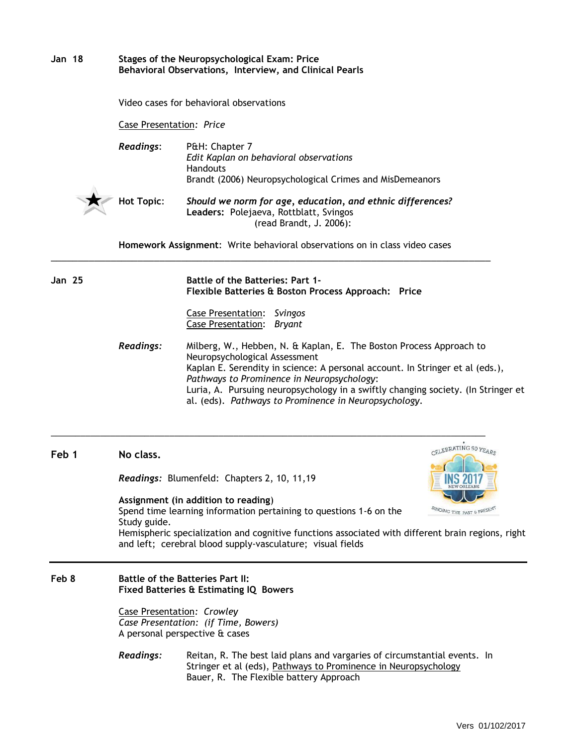**Jan 18** **Stages of the Neuropsychological Exam: Price**
**Behavioral Observations, Interview, and Clinical Pearls**

Video cases for behavioral observations

Case Presentation: *Price*

***Readings***: P&H: Chapter 7
*Edit Kaplan on behavioral observations*
Handouts
Brandt (2006) Neuropsychological Crimes and MisDemeanors

★ Hot Topic: ***Should we norm for age, education, and ethnic differences?***
**Leaders:** Polejaeva, Rottblatt, Svingos
(read Brandt, J. 2006):

**Homework Assignment**: Write behavioral observations on in class video cases

---

**Jan 25** **Battle of the Batteries: Part 1-**
**Flexible Batteries & Boston Process Approach: Price**

Case Presentation: *Svingos*
Case Presentation: *Bryant*

***Readings:*** Milberg, W., Hebben, N. & Kaplan, E. The Boston Process Approach to Neuropsychological Assessment
Kaplan E. Serendity in science: A personal account. In Stringer et al (eds.), *Pathways to Prominence in Neuropsychology*:
Luria, A. Pursuing neuropsychology in a swiftly changing society. (In Stringer et al. (eds). *Pathways to Prominence in Neuropsychology.*

---

**Feb 1** **No class.**

*Readings:* Blumenfeld: Chapters 2, 10, 11,19

**Assignment (in addition to reading)**
Spend time learning information pertaining to questions 1-6 on the Study guide.
Hemispheric specialization and cognitive functions associated with different brain regions, right and left; cerebral blood supply-vasculature; visual fields

---

**Feb 8** **Battle of the Batteries Part II:**
**Fixed Batteries & Estimating IQ Bowers**

Case Presentation: *Crowley*
*Case Presentation: (if Time, Bowers)*
A personal perspective & cases

***Readings:*** Reitan, R. The best laid plans and vargaries of circumstantial events. In Stringer et al (eds), Pathways to Prominence in Neuropsychology
Bauer, R. The Flexible battery Approach

Vers 01/102/2017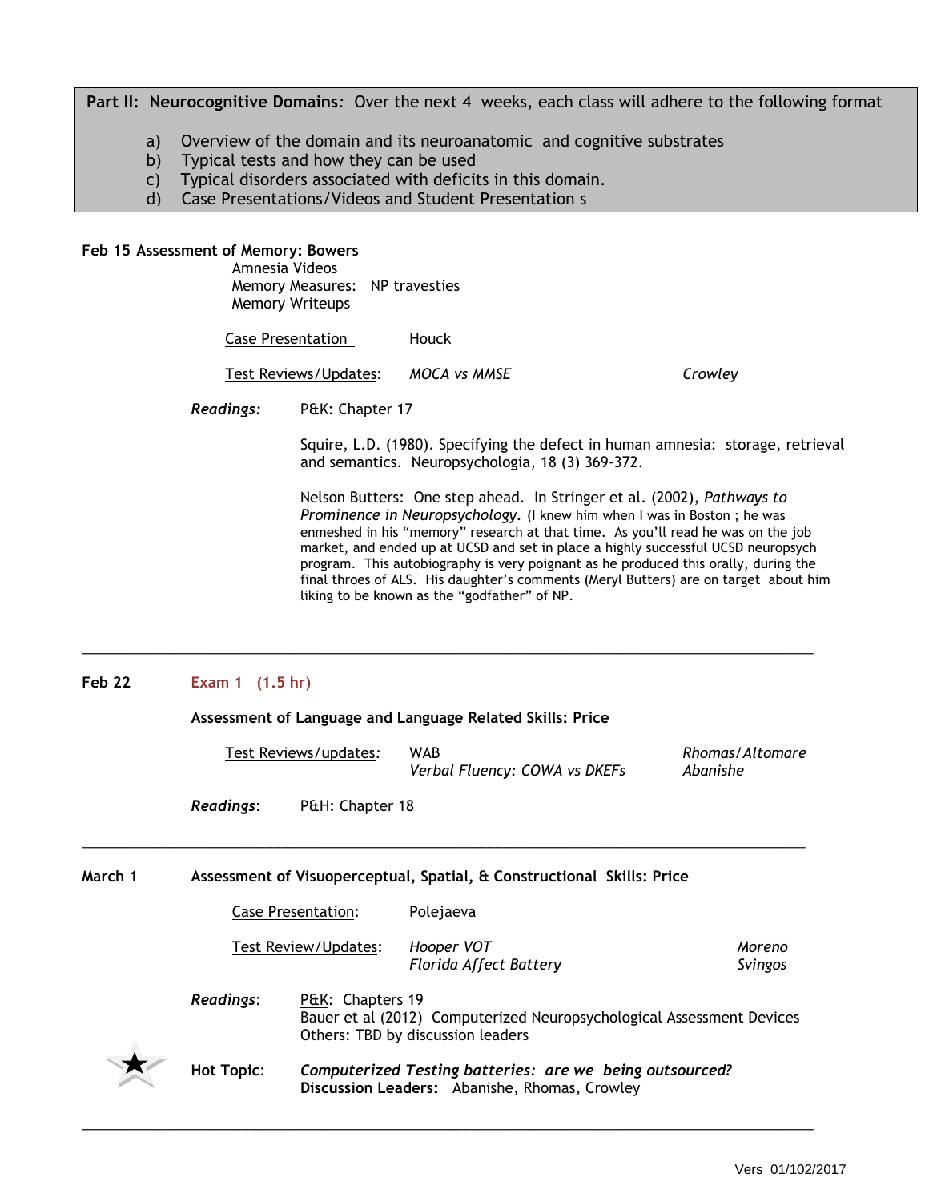**Part II: Neurocognitive Domains**: Over the next 4 weeks, each class will adhere to the following format

a) Overview of the domain and its neuroanatomic and cognitive substrates
b) Typical tests and how they can be used
c) Typical disorders associated with deficits in this domain.
d) Case Presentations/Videos and Student Presentation s

**Feb 15 Assessment of Memory: Bowers**

Amnesia Videos
Memory Measures: NP travesties
Memory Writeups

<u>Case Presentation</u> Houck

<u>Test Reviews/Updates</u>: *MOCA vs MMSE* *Crowley*

***Readings:*** P&K: Chapter 17

Squire, L.D. (1980). Specifying the defect in human amnesia: storage, retrieval and semantics. Neuropsychologia, 18 (3) 369-372.

Nelson Butters: One step ahead. In Stringer et al. (2002), *Pathways to Prominence in Neuropsychology.* (I knew him when I was in Boston ; he was enmeshed in his "memory" research at that time. As you'll read he was on the job market, and ended up at UCSD and set in place a highly successful UCSD neuropsych program. This autobiography is very poignant as he produced this orally, during the final throes of ALS. His daughter's comments (Meryl Butters) are on target about him liking to be known as the "godfather" of NP.

---

**Feb 22** **Exam 1 (1.5 hr)**

**Assessment of Language and Language Related Skills: Price**

<u>Test Reviews/updates</u>: WAB — *Rhomas/Altomare*
*Verbal Fluency: COWA vs DKEFs* — *Abanishe*

***Readings***: P&H: Chapter 18

---

**March 1** **Assessment of Visuoperceptual, Spatial, & Constructional Skills: Price**

<u>Case Presentation</u>: Polejaeva

<u>Test Review/Updates</u>: *Hooper VOT* — *Moreno*
*Florida Affect Battery* — *Svingos*

***Readings***: <u>P&K</u>: Chapters 19
Bauer et al (2012) Computerized Neuropsychological Assessment Devices
Others: TBD by discussion leaders

★ **Hot Topic**: ***Computerized Testing batteries: are we being outsourced?***
**Discussion Leaders**: Abanishe, Rhomas, Crowley

---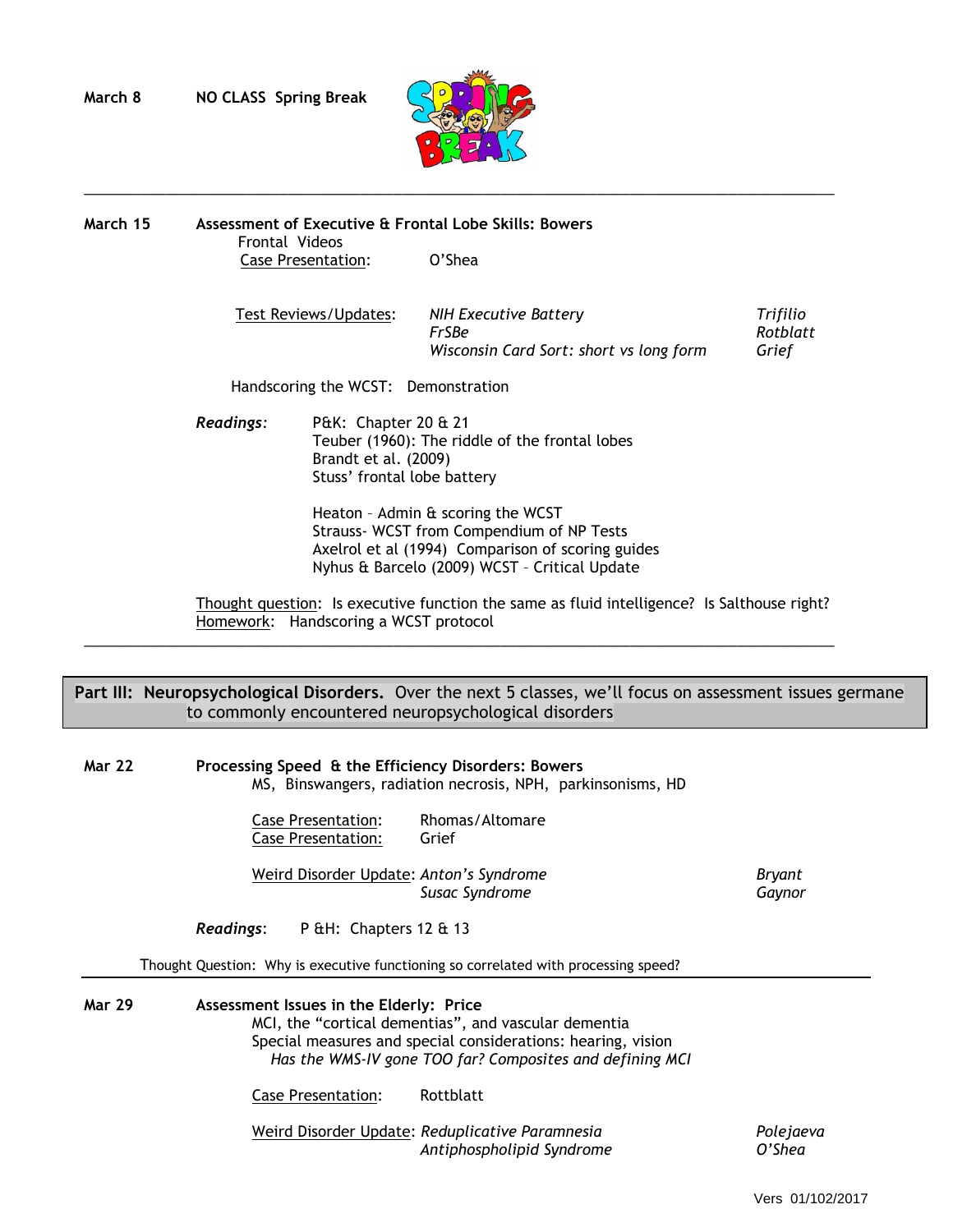**March 8** **NO CLASS Spring Break**

---

**March 15** **Assessment of Executive & Frontal Lobe Skills: Bowers**

Frontal Videos

Case Presentation: O'Shea

| Test Reviews/Updates: | | |
|---|---|---|
| | *NIH Executive Battery* | *Trifilio* |
| | *FrSBe* | *Rotblatt* |
| | *Wisconsin Card Sort: short vs long form* | *Grief* |

Handscoring the WCST: Demonstration

***Readings:***

P&K: Chapter 20 & 21
Teuber (1960): The riddle of the frontal lobes
Brandt et al. (2009)
Stuss' frontal lobe battery

Heaton – Admin & scoring the WCST
Strauss- WCST from Compendium of NP Tests
Axelrol et al (1994) Comparison of scoring guides
Nyhus & Barcelo (2009) WCST – Critical Update

Thought question: Is executive function the same as fluid intelligence? Is Salthouse right?
Homework: Handscoring a WCST protocol

---

**Part III: Neuropsychological Disorders.** Over the next 5 classes, we'll focus on assessment issues germane to commonly encountered neuropsychological disorders

**Mar 22** **Processing Speed & the Efficiency Disorders: Bowers**

MS, Binswangers, radiation necrosis, NPH, parkinsonisms, HD

Case Presentation: Rhomas/Altomare
Case Presentation: Grief

| Weird Disorder Update: | | |
|---|---|---|
| | *Anton's Syndrome* | *Bryant* |
| | *Susac Syndrome* | *Gaynor* |

***Readings***: P &H: Chapters 12 & 13

Thought Question: Why is executive functioning so correlated with processing speed?

---

**Mar 29** **Assessment Issues in the Elderly: Price**

MCI, the "cortical dementias", and vascular dementia
Special measures and special considerations: hearing, vision
*Has the WMS-IV gone TOO far? Composites and defining MCI*

Case Presentation: Rottblatt

| Weird Disorder Update: | | |
|---|---|---|
| | *Reduplicative Paramnesia* | *Polejaeva* |
| | *Antiphospholipid Syndrome* | *O'Shea* |

Vers 01/102/2017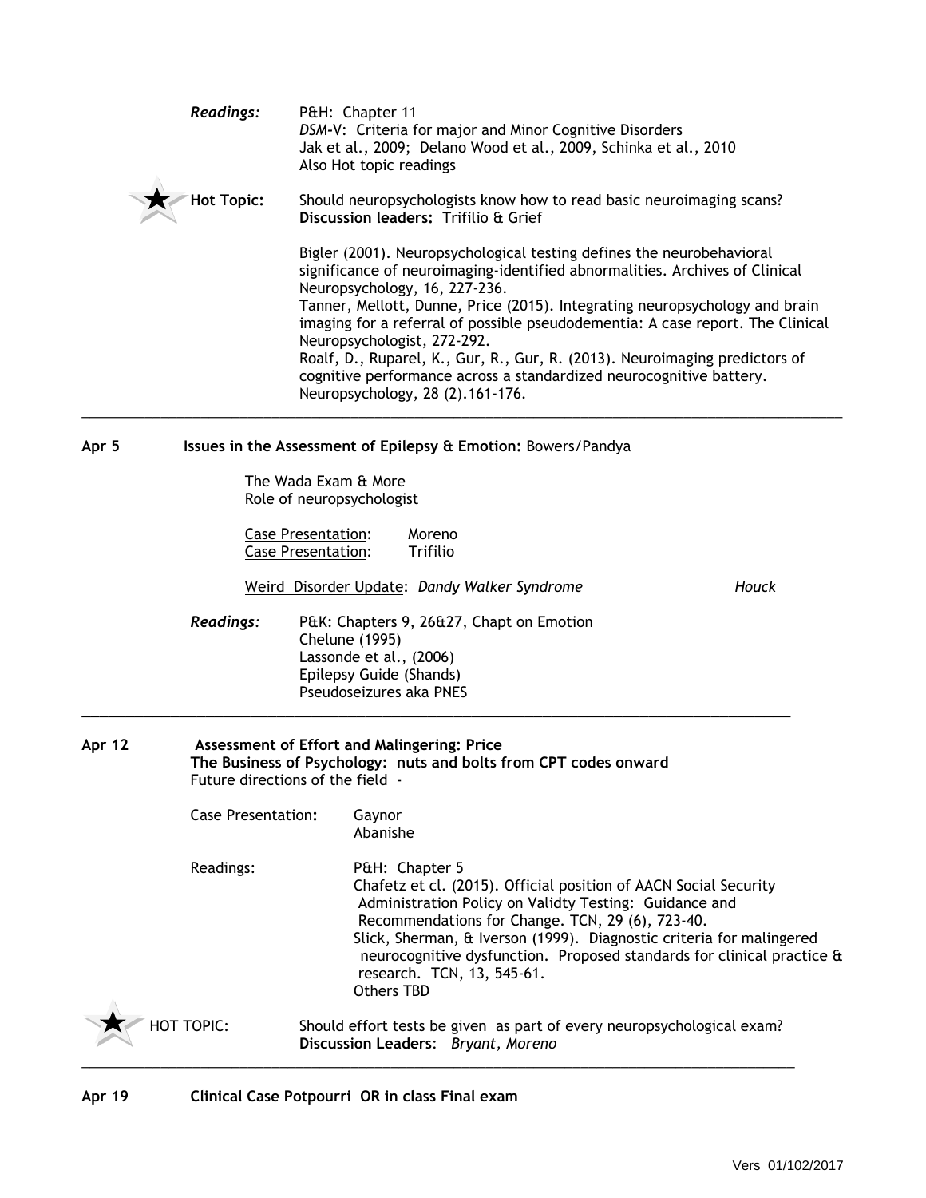*Readings:* P&H: Chapter 11
*DSM*-V: Criteria for major and Minor Cognitive Disorders
Jak et al., 2009; Delano Wood et al., 2009, Schinka et al., 2010
Also Hot topic readings

**Hot Topic:** Should neuropsychologists know how to read basic neuroimaging scans?
**Discussion leaders:** Trifilio & Grief

Bigler (2001). Neuropsychological testing defines the neurobehavioral significance of neuroimaging-identified abnormalities. Archives of Clinical Neuropsychology, 16, 227-236.
Tanner, Mellott, Dunne, Price (2015). Integrating neuropsychology and brain imaging for a referral of possible pseudodementia: A case report. The Clinical Neuropsychologist, 272-292.
Roalf, D., Ruparel, K., Gur, R., Gur, R. (2013). Neuroimaging predictors of cognitive performance across a standardized neurocognitive battery. Neuropsychology, 28 (2).161-176.

---

**Apr 5** **Issues in the Assessment of Epilepsy & Emotion:** Bowers/Pandya

The Wada Exam & More
Role of neuropsychologist

Case Presentation: Moreno
Case Presentation: Trifilio

Weird Disorder Update: *Dandy Walker Syndrome* *Houck*

*Readings:* P&K: Chapters 9, 26&27, Chapt on Emotion
Chelune (1995)
Lassonde et al., (2006)
Epilepsy Guide (Shands)
Pseudoseizures aka PNES

---

**Apr 12** **Assessment of Effort and Malingering: Price**
**The Business of Psychology: nuts and bolts from CPT codes onward**
Future directions of the field -

Case Presentation**:** Gaynor
Abanishe

Readings: P&H: Chapter 5
Chafetz et cl. (2015). Official position of AACN Social Security Administration Policy on Validty Testing: Guidance and Recommendations for Change. TCN, 29 (6), 723-40.
Slick, Sherman, & Iverson (1999). Diagnostic criteria for malingered neurocognitive dysfunction. Proposed standards for clinical practice & research. TCN, 13, 545-61.
Others TBD

HOT TOPIC: Should effort tests be given as part of every neuropsychological exam?
**Discussion Leaders**: *Bryant, Moreno*

---

**Apr 19** **Clinical Case Potpourri OR in class Final exam**

Vers 01/102/2017